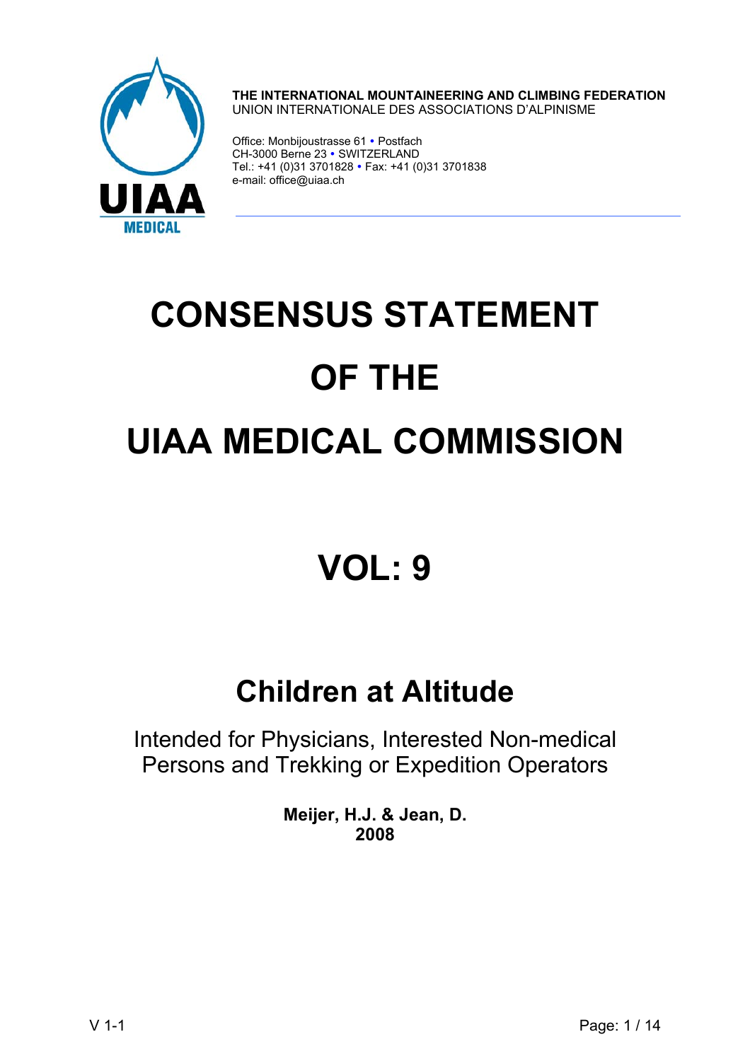**THE INTERNATIONAL MOUNTAINEERING AND CLIMBING FEDERATION**
UNION INTERNATIONALE DES ASSOCIATIONS D'ALPINISME

Office: Monbijoustrasse 61 • Postfach
CH-3000 Berne 23 • SWITZERLAND
Tel.: +41 (0)31 3701828 • Fax: +41 (0)31 3701838
e-mail: office@uiaa.ch

# CONSENSUS STATEMENT OF THE UIAA MEDICAL COMMISSION

# VOL: 9

## Children at Altitude

Intended for Physicians, Interested Non-medical Persons and Trekking or Expedition Operators

**Meijer, H.J. & Jean, D.**
**2008**

V 1-1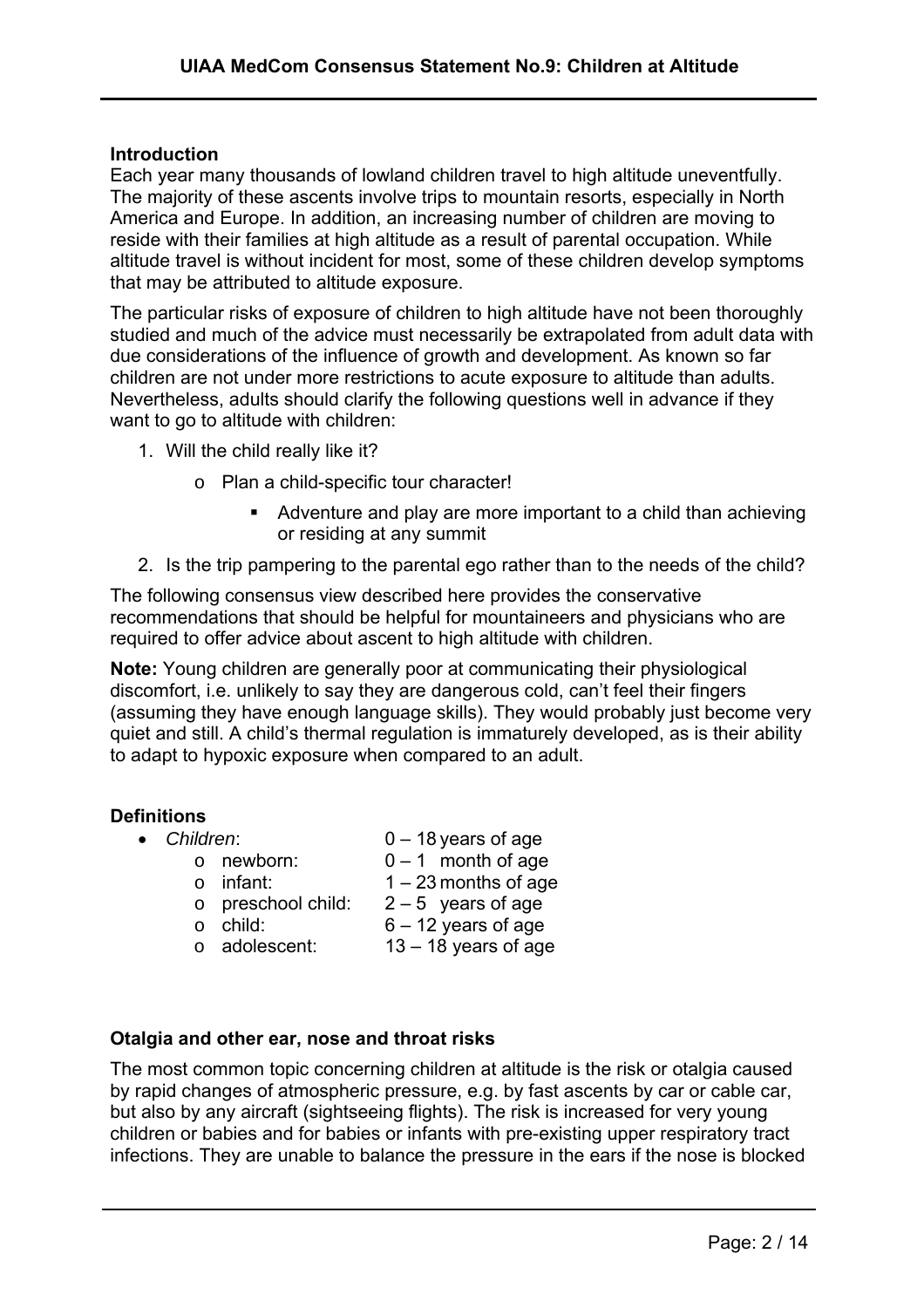## Introduction

Each year many thousands of lowland children travel to high altitude uneventfully. The majority of these ascents involve trips to mountain resorts, especially in North America and Europe. In addition, an increasing number of children are moving to reside with their families at high altitude as a result of parental occupation. While altitude travel is without incident for most, some of these children develop symptoms that may be attributed to altitude exposure.

The particular risks of exposure of children to high altitude have not been thoroughly studied and much of the advice must necessarily be extrapolated from adult data with due considerations of the influence of growth and development. As known so far children are not under more restrictions to acute exposure to altitude than adults. Nevertheless, adults should clarify the following questions well in advance if they want to go to altitude with children:

1. Will the child really like it?
   - Plan a child-specific tour character!
     - Adventure and play are more important to a child than achieving or residing at any summit
2. Is the trip pampering to the parental ego rather than to the needs of the child?

The following consensus view described here provides the conservative recommendations that should be helpful for mountaineers and physicians who are required to offer advice about ascent to high altitude with children.

**Note:** Young children are generally poor at communicating their physiological discomfort, i.e. unlikely to say they are dangerous cold, can't feel their fingers (assuming they have enough language skills). They would probably just become very quiet and still. A child's thermal regulation is immaturely developed, as is their ability to adapt to hypoxic exposure when compared to an adult.

## Definitions

- *Children*: 0 – 18 years of age
  - newborn: 0 – 1 month of age
  - infant: 1 – 23 months of age
  - preschool child: 2 – 5 years of age
  - child: 6 – 12 years of age
  - adolescent: 13 – 18 years of age

## Otalgia and other ear, nose and throat risks

The most common topic concerning children at altitude is the risk or otalgia caused by rapid changes of atmospheric pressure, e.g. by fast ascents by car or cable car, but also by any aircraft (sightseeing flights). The risk is increased for very young children or babies and for babies or infants with pre-existing upper respiratory tract infections. They are unable to balance the pressure in the ears if the nose is blocked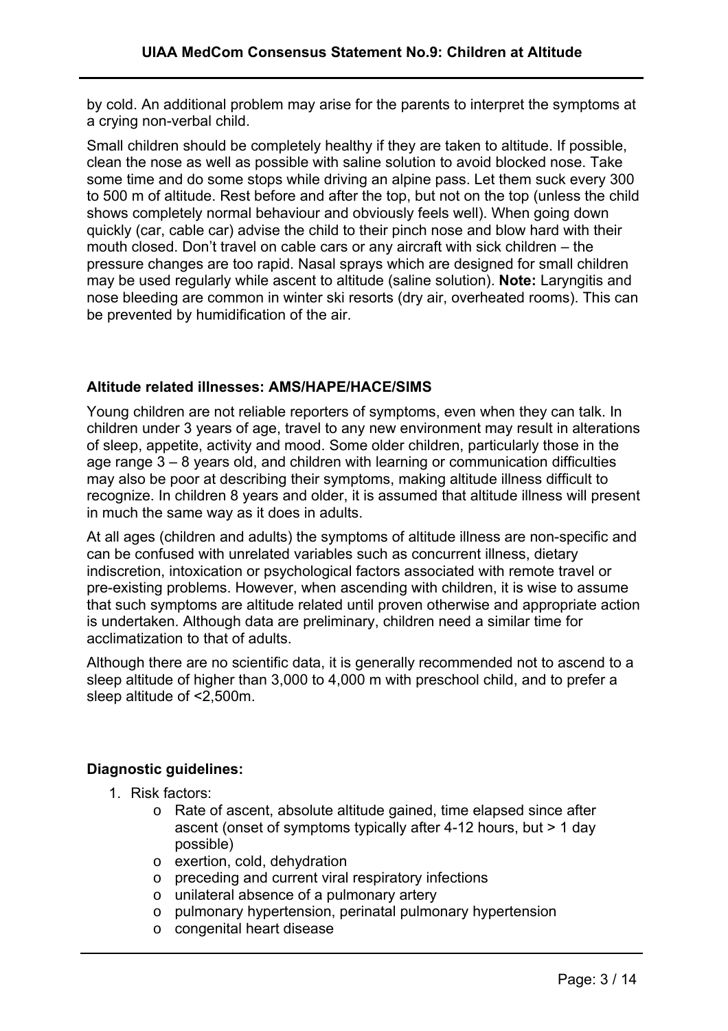by cold. An additional problem may arise for the parents to interpret the symptoms at a crying non-verbal child.

Small children should be completely healthy if they are taken to altitude. If possible, clean the nose as well as possible with saline solution to avoid blocked nose. Take some time and do some stops while driving an alpine pass. Let them suck every 300 to 500 m of altitude. Rest before and after the top, but not on the top (unless the child shows completely normal behaviour and obviously feels well). When going down quickly (car, cable car) advise the child to their pinch nose and blow hard with their mouth closed. Don't travel on cable cars or any aircraft with sick children – the pressure changes are too rapid. Nasal sprays which are designed for small children may be used regularly while ascent to altitude (saline solution). **Note:** Laryngitis and nose bleeding are common in winter ski resorts (dry air, overheated rooms). This can be prevented by humidification of the air.

### Altitude related illnesses: AMS/HAPE/HACE/SIMS

Young children are not reliable reporters of symptoms, even when they can talk. In children under 3 years of age, travel to any new environment may result in alterations of sleep, appetite, activity and mood. Some older children, particularly those in the age range 3 – 8 years old, and children with learning or communication difficulties may also be poor at describing their symptoms, making altitude illness difficult to recognize. In children 8 years and older, it is assumed that altitude illness will present in much the same way as it does in adults.

At all ages (children and adults) the symptoms of altitude illness are non-specific and can be confused with unrelated variables such as concurrent illness, dietary indiscretion, intoxication or psychological factors associated with remote travel or pre-existing problems. However, when ascending with children, it is wise to assume that such symptoms are altitude related until proven otherwise and appropriate action is undertaken. Although data are preliminary, children need a similar time for acclimatization to that of adults.

Although there are no scientific data, it is generally recommended not to ascend to a sleep altitude of higher than 3,000 to 4,000 m with preschool child, and to prefer a sleep altitude of <2,500m.

### Diagnostic guidelines:

1. Risk factors:
    - Rate of ascent, absolute altitude gained, time elapsed since after ascent (onset of symptoms typically after 4-12 hours, but > 1 day possible)
    - exertion, cold, dehydration
    - preceding and current viral respiratory infections
    - unilateral absence of a pulmonary artery
    - pulmonary hypertension, perinatal pulmonary hypertension
    - congenital heart disease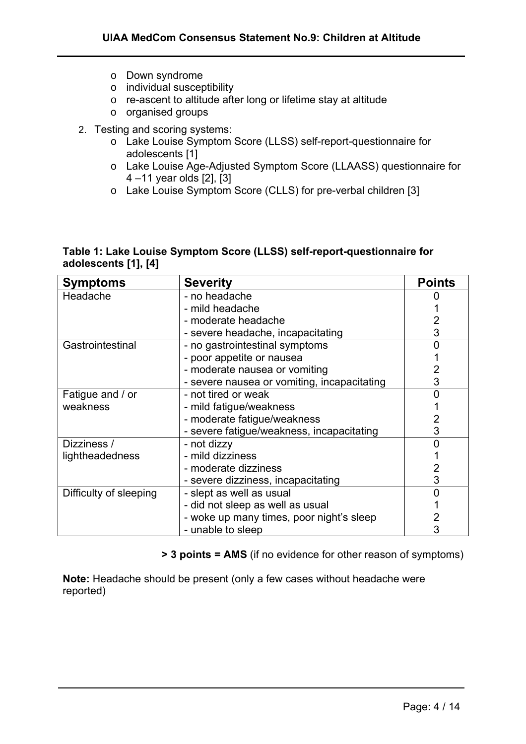- Down syndrome
- individual susceptibility
- re-ascent to altitude after long or lifetime stay at altitude
- organised groups

2. Testing and scoring systems:
   - Lake Louise Symptom Score (LLSS) self-report-questionnaire for adolescents [1]
   - Lake Louise Age-Adjusted Symptom Score (LLAASS) questionnaire for 4 –11 year olds [2], [3]
   - Lake Louise Symptom Score (CLLS) for pre-verbal children [3]

**Table 1: Lake Louise Symptom Score (LLSS) self-report-questionnaire for adolescents [1], [4]**

| Symptoms | Severity | Points |
|---|---|---|
| Headache | - no headache | 0 |
| | - mild headache | 1 |
| | - moderate headache | 2 |
| | - severe headache, incapacitating | 3 |
| Gastrointestinal | - no gastrointestinal symptoms | 0 |
| | - poor appetite or nausea | 1 |
| | - moderate nausea or vomiting | 2 |
| | - severe nausea or vomiting, incapacitating | 3 |
| Fatigue and / or weakness | - not tired or weak | 0 |
| | - mild fatigue/weakness | 1 |
| | - moderate fatigue/weakness | 2 |
| | - severe fatigue/weakness, incapacitating | 3 |
| Dizziness / lightheadedness | - not dizzy | 0 |
| | - mild dizziness | 1 |
| | - moderate dizziness | 2 |
| | - severe dizziness, incapacitating | 3 |
| Difficulty of sleeping | - slept as well as usual | 0 |
| | - did not sleep as well as usual | 1 |
| | - woke up many times, poor night's sleep | 2 |
| | - unable to sleep | 3 |

**> 3 points = AMS** (if no evidence for other reason of symptoms)

**Note:** Headache should be present (only a few cases without headache were reported)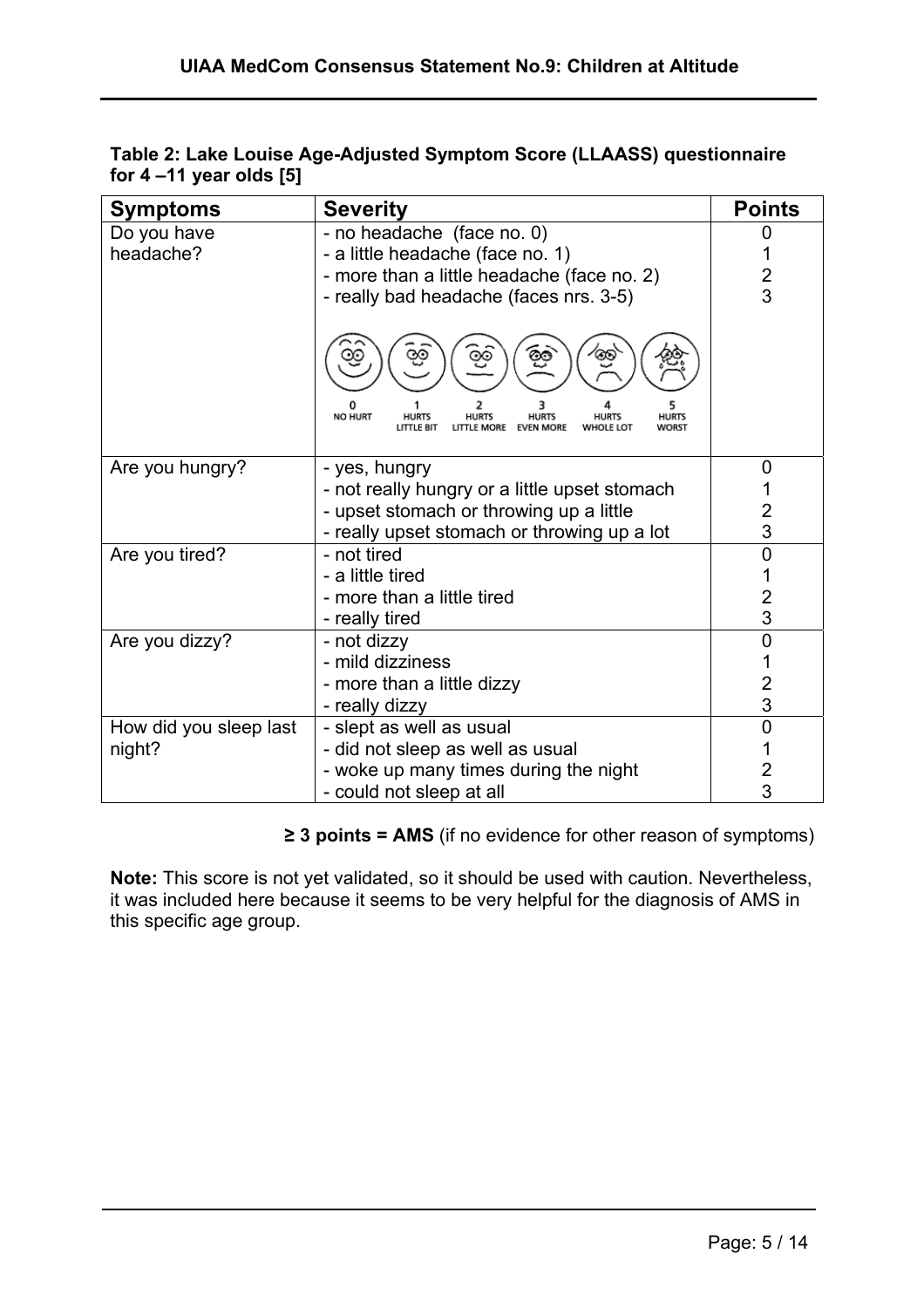**Table 2: Lake Louise Age-Adjusted Symptom Score (LLAASS) questionnaire for 4 –11 year olds [5]**

| Symptoms | Severity | Points |
|---|---|---|
| Do you have headache? | - no headache (face no. 0)<br>- a little headache (face no. 1)<br>- more than a little headache (face no. 2)<br>- really bad headache (faces nrs. 3-5)<br><br>0 NO HURT, 1 HURTS LITTLE BIT, 2 HURTS LITTLE MORE, 3 HURTS EVEN MORE, 4 HURTS WHOLE LOT, 5 HURTS WORST | 0<br>1<br>2<br>3 |
| Are you hungry? | - yes, hungry<br>- not really hungry or a little upset stomach<br>- upset stomach or throwing up a little<br>- really upset stomach or throwing up a lot | 0<br>1<br>2<br>3 |
| Are you tired? | - not tired<br>- a little tired<br>- more than a little tired<br>- really tired | 0<br>1<br>2<br>3 |
| Are you dizzy? | - not dizzy<br>- mild dizziness<br>- more than a little dizzy<br>- really dizzy | 0<br>1<br>2<br>3 |
| How did you sleep last night? | - slept as well as usual<br>- did not sleep as well as usual<br>- woke up many times during the night<br>- could not sleep at all | 0<br>1<br>2<br>3 |

**≥ 3 points = AMS** (if no evidence for other reason of symptoms)

**Note:** This score is not yet validated, so it should be used with caution. Nevertheless, it was included here because it seems to be very helpful for the diagnosis of AMS in this specific age group.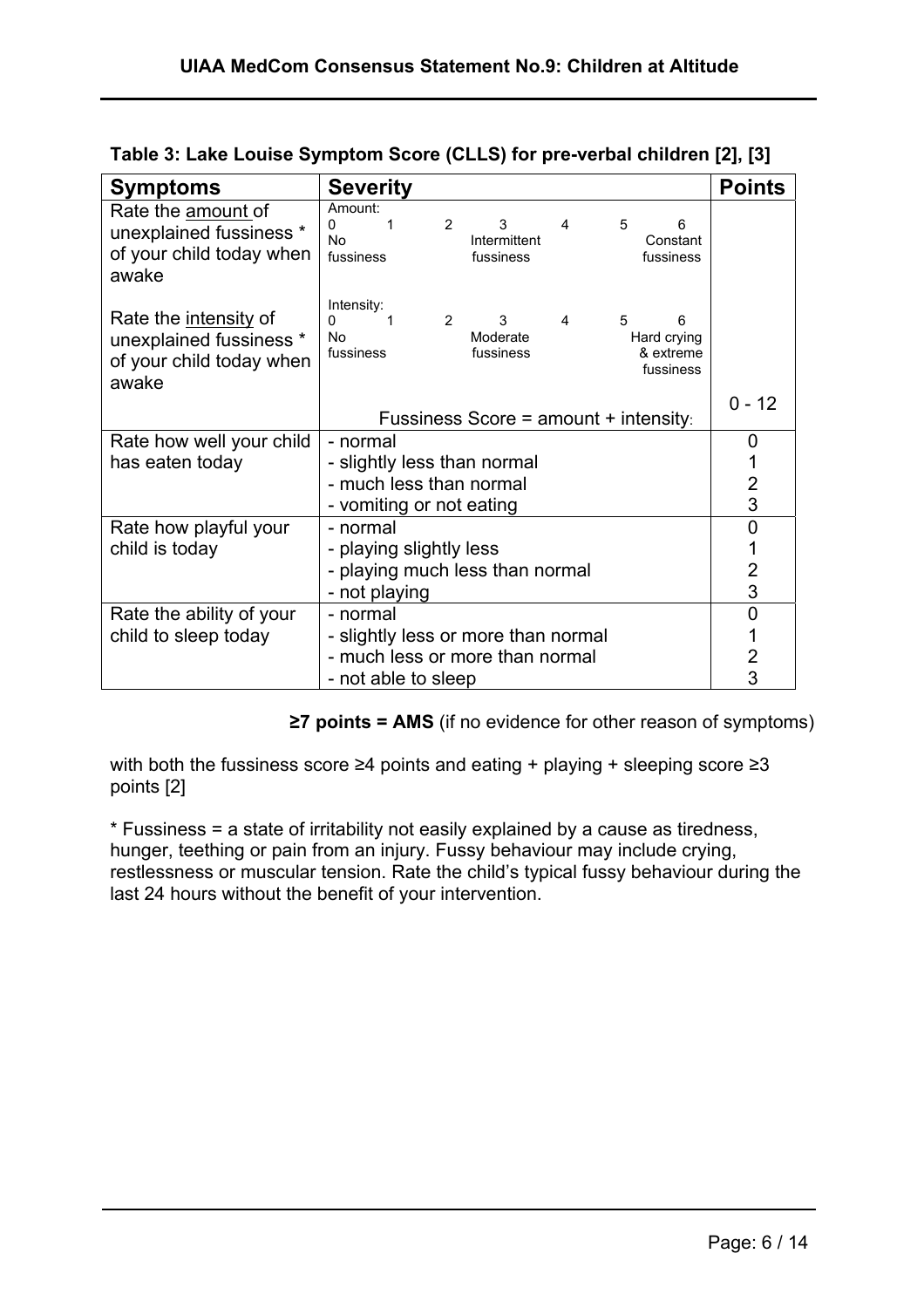**Table 3: Lake Louise Symptom Score (CLLS) for pre-verbal children [2], [3]**

| Symptoms | Severity | Points |
|---|---|---|
| Rate the <u>amount</u> of unexplained fussiness * of your child today when awake | Amount: 0 (No fussiness) – 1 – 2 – 3 (Intermittent fussiness) – 4 – 5 – 6 (Constant fussiness) | |
| Rate the <u>intensity</u> of unexplained fussiness * of your child today when awake | Intensity: 0 (No fussiness) – 1 – 2 – 3 (Moderate fussiness) – 4 – 5 – 6 (Hard crying & extreme fussiness) | |
| | Fussiness Score = amount + intensity: | 0 - 12 |
| Rate how well your child has eaten today | - normal<br>- slightly less than normal<br>- much less than normal<br>- vomiting or not eating | 0<br>1<br>2<br>3 |
| Rate how playful your child is today | - normal<br>- playing slightly less<br>- playing much less than normal<br>- not playing | 0<br>1<br>2<br>3 |
| Rate the ability of your child to sleep today | - normal<br>- slightly less or more than normal<br>- much less or more than normal<br>- not able to sleep | 0<br>1<br>2<br>3 |

**≥7 points = AMS** (if no evidence for other reason of symptoms)

with both the fussiness score ≥4 points and eating + playing + sleeping score ≥3 points [2]

* Fussiness = a state of irritability not easily explained by a cause as tiredness, hunger, teething or pain from an injury. Fussy behaviour may include crying, restlessness or muscular tension. Rate the child's typical fussy behaviour during the last 24 hours without the benefit of your intervention.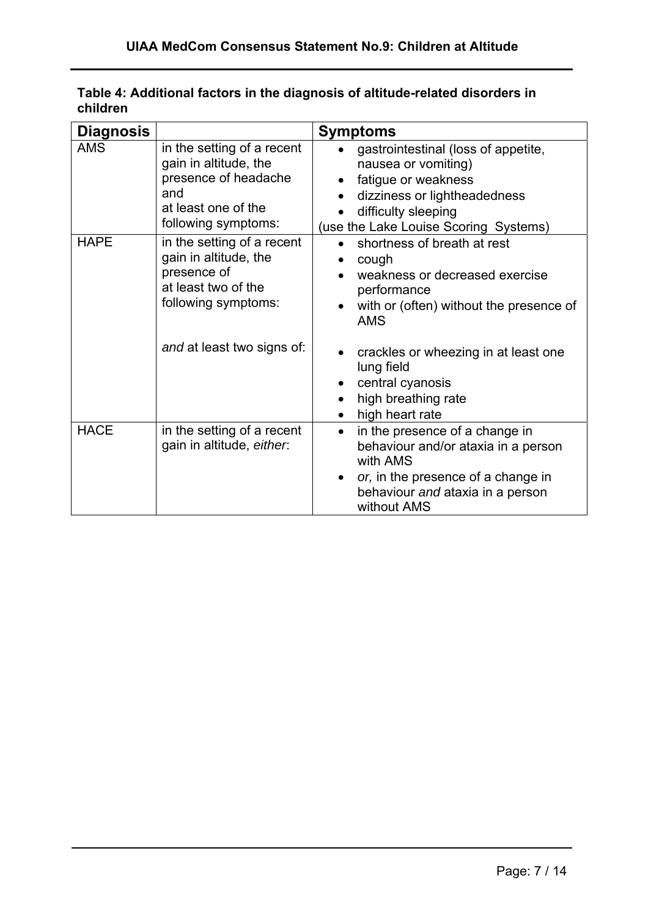**Table 4: Additional factors in the diagnosis of altitude-related disorders in children**

| Diagnosis | | Symptoms |
|---|---|---|
| AMS | in the setting of a recent gain in altitude, the presence of headache and at least one of the following symptoms: | • gastrointestinal (loss of appetite, nausea or vomiting)<br>• fatigue or weakness<br>• dizziness or lightheadedness<br>• difficulty sleeping<br>(use the Lake Louise Scoring Systems) |
| HAPE | in the setting of a recent gain in altitude, the presence of at least two of the following symptoms: | • shortness of breath at rest<br>• cough<br>• weakness or decreased exercise performance<br>• with or (often) without the presence of AMS |
| | *and* at least two signs of: | • crackles or wheezing in at least one lung field<br>• central cyanosis<br>• high breathing rate<br>• high heart rate |
| HACE | in the setting of a recent gain in altitude, *either*: | • in the presence of a change in behaviour and/or ataxia in a person with AMS<br>• *or,* in the presence of a change in behaviour *and* ataxia in a person without AMS |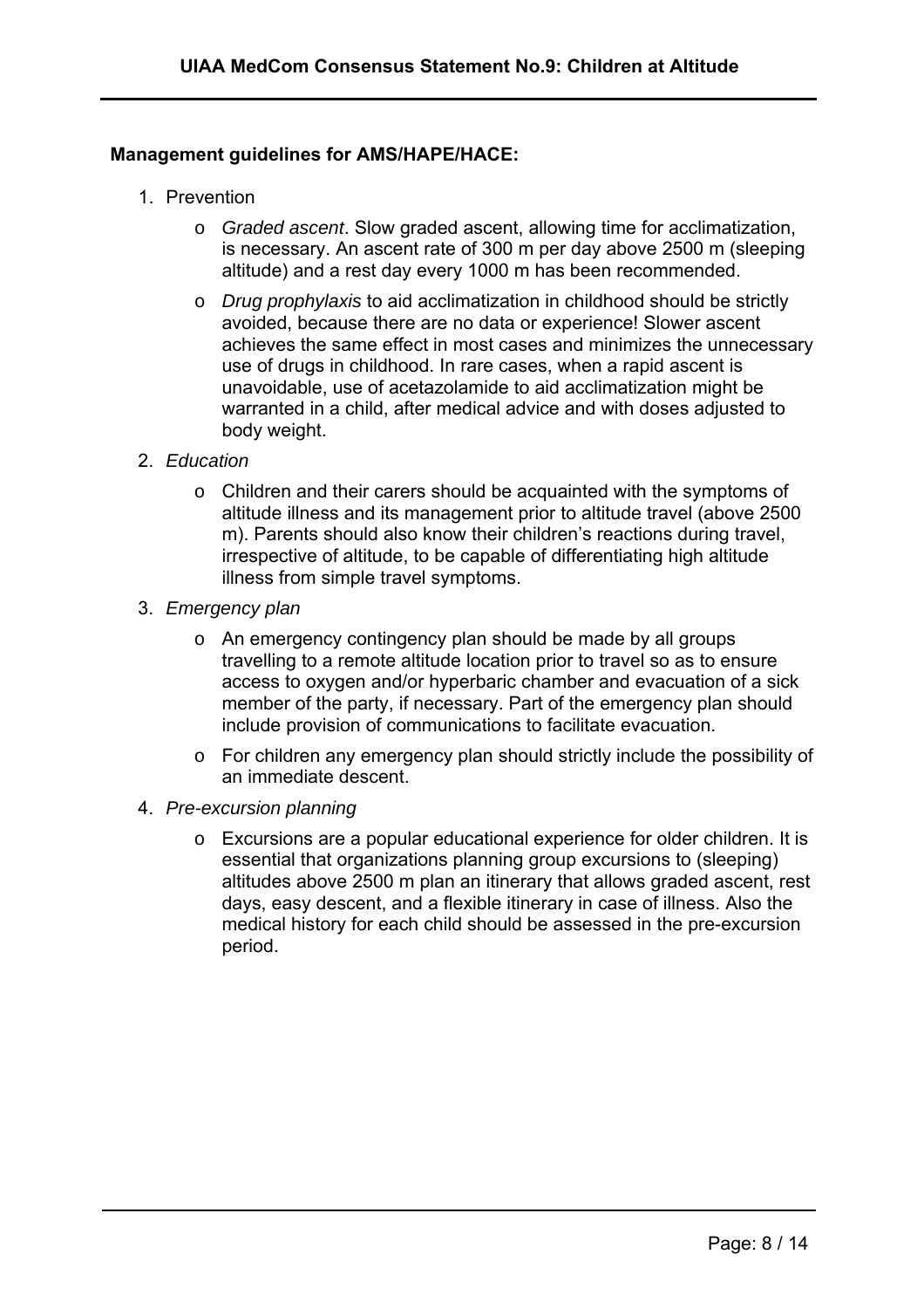**Management guidelines for AMS/HAPE/HACE:**

1. Prevention
   - *Graded ascent*. Slow graded ascent, allowing time for acclimatization, is necessary. An ascent rate of 300 m per day above 2500 m (sleeping altitude) and a rest day every 1000 m has been recommended.
   - *Drug prophylaxis* to aid acclimatization in childhood should be strictly avoided, because there are no data or experience! Slower ascent achieves the same effect in most cases and minimizes the unnecessary use of drugs in childhood. In rare cases, when a rapid ascent is unavoidable, use of acetazolamide to aid acclimatization might be warranted in a child, after medical advice and with doses adjusted to body weight.
2. *Education*
   - Children and their carers should be acquainted with the symptoms of altitude illness and its management prior to altitude travel (above 2500 m). Parents should also know their children's reactions during travel, irrespective of altitude, to be capable of differentiating high altitude illness from simple travel symptoms.
3. *Emergency plan*
   - An emergency contingency plan should be made by all groups travelling to a remote altitude location prior to travel so as to ensure access to oxygen and/or hyperbaric chamber and evacuation of a sick member of the party, if necessary. Part of the emergency plan should include provision of communications to facilitate evacuation.
   - For children any emergency plan should strictly include the possibility of an immediate descent.
4. *Pre-excursion planning*
   - Excursions are a popular educational experience for older children. It is essential that organizations planning group excursions to (sleeping) altitudes above 2500 m plan an itinerary that allows graded ascent, rest days, easy descent, and a flexible itinerary in case of illness. Also the medical history for each child should be assessed in the pre-excursion period.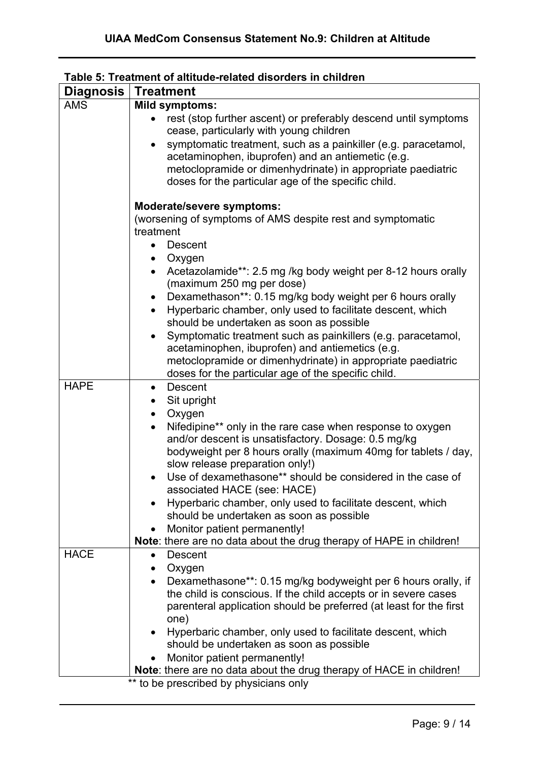**Table 5: Treatment of altitude-related disorders in children**

| Diagnosis | Treatment |
|---|---|
| AMS | **Mild symptoms:**<br>• rest (stop further ascent) or preferably descend until symptoms cease, particularly with young children<br>• symptomatic treatment, such as a painkiller (e.g. paracetamol, acetaminophen, ibuprofen) and an antiemetic (e.g. metoclopramide or dimenhydrinate) in appropriate paediatric doses for the particular age of the specific child.<br><br>**Moderate/severe symptoms:**<br>(worsening of symptoms of AMS despite rest and symptomatic treatment<br>• Descent<br>• Oxygen<br>• Acetazolamide**: 2.5 mg /kg body weight per 8-12 hours orally (maximum 250 mg per dose)<br>• Dexamethason**: 0.15 mg/kg body weight per 6 hours orally<br>• Hyperbaric chamber, only used to facilitate descent, which should be undertaken as soon as possible<br>• Symptomatic treatment such as painkillers (e.g. paracetamol, acetaminophen, ibuprofen) and antiemetics (e.g. metoclopramide or dimenhydrinate) in appropriate paediatric doses for the particular age of the specific child. |
| HAPE | • Descent<br>• Sit upright<br>• Oxygen<br>• Nifedipine** only in the rare case when response to oxygen and/or descent is unsatisfactory. Dosage: 0.5 mg/kg bodyweight per 8 hours orally (maximum 40mg for tablets / day, slow release preparation only!)<br>• Use of dexamethasone** should be considered in the case of associated HACE (see: HACE)<br>• Hyperbaric chamber, only used to facilitate descent, which should be undertaken as soon as possible<br>• Monitor patient permanently!<br>**Note**: there are no data about the drug therapy of HAPE in children! |
| HACE | • Descent<br>• Oxygen<br>• Dexamethasone**: 0.15 mg/kg bodyweight per 6 hours orally, if the child is conscious. If the child accepts or in severe cases parenteral application should be preferred (at least for the first one)<br>• Hyperbaric chamber, only used to facilitate descent, which should be undertaken as soon as possible<br>• Monitor patient permanently!<br>**Note**: there are no data about the drug therapy of HACE in children! |

** to be prescribed by physicians only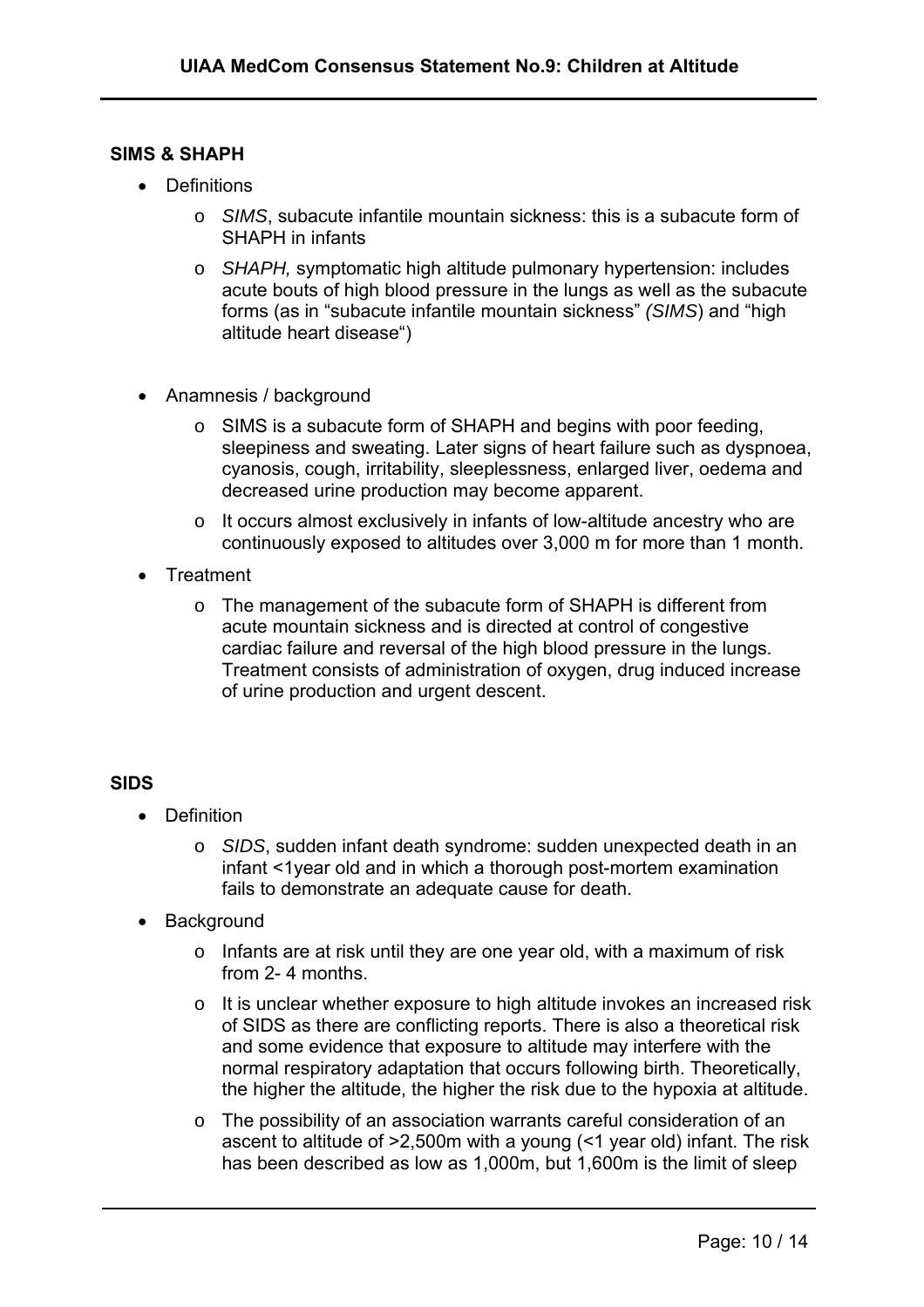**SIMS & SHAPH**

- Definitions
  - *SIMS*, subacute infantile mountain sickness: this is a subacute form of SHAPH in infants
  - *SHAPH,* symptomatic high altitude pulmonary hypertension: includes acute bouts of high blood pressure in the lungs as well as the subacute forms (as in "subacute infantile mountain sickness" *(SIMS*) and "high altitude heart disease")

- Anamnesis / background
  - SIMS is a subacute form of SHAPH and begins with poor feeding, sleepiness and sweating. Later signs of heart failure such as dyspnoea, cyanosis, cough, irritability, sleeplessness, enlarged liver, oedema and decreased urine production may become apparent.
  - It occurs almost exclusively in infants of low-altitude ancestry who are continuously exposed to altitudes over 3,000 m for more than 1 month.
- Treatment
  - The management of the subacute form of SHAPH is different from acute mountain sickness and is directed at control of congestive cardiac failure and reversal of the high blood pressure in the lungs. Treatment consists of administration of oxygen, drug induced increase of urine production and urgent descent.

**SIDS**

- Definition
  - *SIDS*, sudden infant death syndrome: sudden unexpected death in an infant <1year old and in which a thorough post-mortem examination fails to demonstrate an adequate cause for death.
- Background
  - Infants are at risk until they are one year old, with a maximum of risk from 2- 4 months.
  - It is unclear whether exposure to high altitude invokes an increased risk of SIDS as there are conflicting reports. There is also a theoretical risk and some evidence that exposure to altitude may interfere with the normal respiratory adaptation that occurs following birth. Theoretically, the higher the altitude, the higher the risk due to the hypoxia at altitude.
  - The possibility of an association warrants careful consideration of an ascent to altitude of >2,500m with a young (<1 year old) infant. The risk has been described as low as 1,000m, but 1,600m is the limit of sleep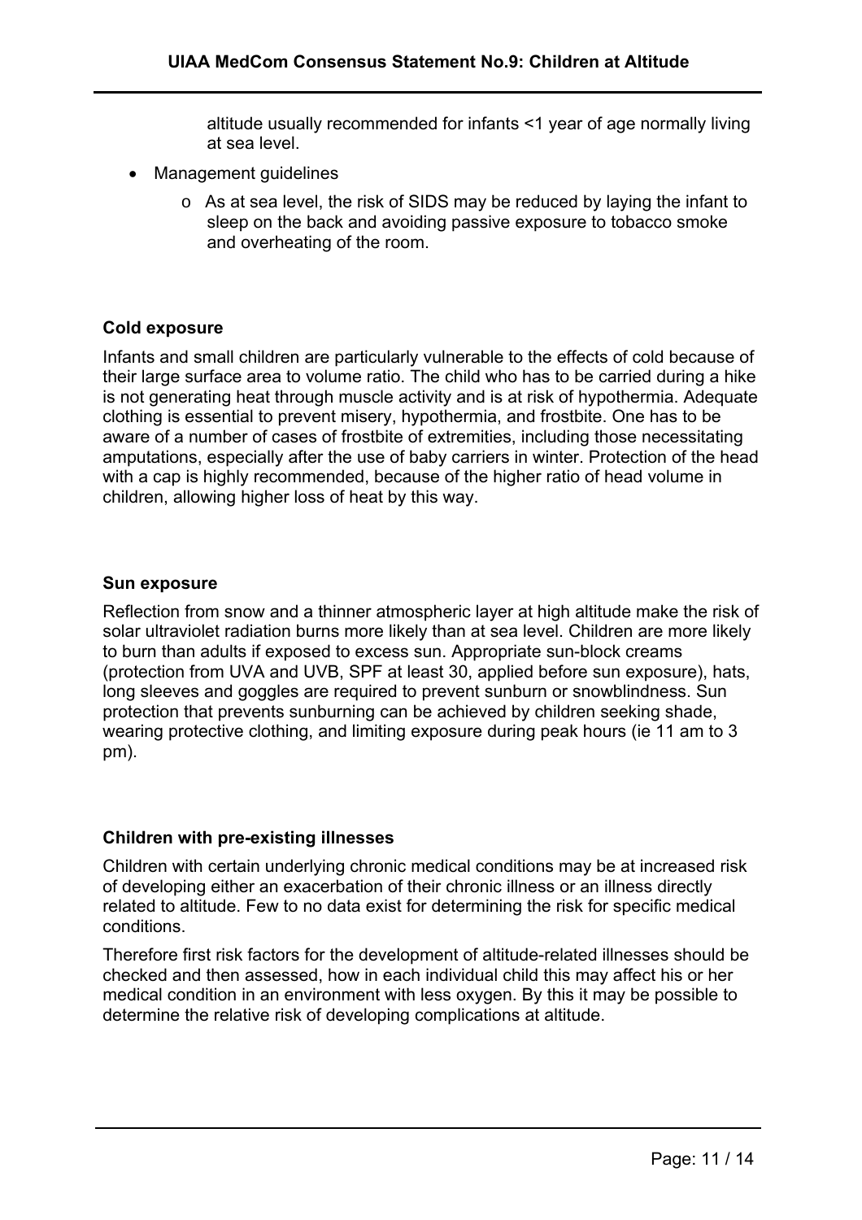altitude usually recommended for infants <1 year of age normally living at sea level.

- Management guidelines
  - As at sea level, the risk of SIDS may be reduced by laying the infant to sleep on the back and avoiding passive exposure to tobacco smoke and overheating of the room.

**Cold exposure**

Infants and small children are particularly vulnerable to the effects of cold because of their large surface area to volume ratio. The child who has to be carried during a hike is not generating heat through muscle activity and is at risk of hypothermia. Adequate clothing is essential to prevent misery, hypothermia, and frostbite. One has to be aware of a number of cases of frostbite of extremities, including those necessitating amputations, especially after the use of baby carriers in winter. Protection of the head with a cap is highly recommended, because of the higher ratio of head volume in children, allowing higher loss of heat by this way.

**Sun exposure**

Reflection from snow and a thinner atmospheric layer at high altitude make the risk of solar ultraviolet radiation burns more likely than at sea level. Children are more likely to burn than adults if exposed to excess sun. Appropriate sun-block creams (protection from UVA and UVB, SPF at least 30, applied before sun exposure), hats, long sleeves and goggles are required to prevent sunburn or snowblindness. Sun protection that prevents sunburning can be achieved by children seeking shade, wearing protective clothing, and limiting exposure during peak hours (ie 11 am to 3 pm).

**Children with pre-existing illnesses**

Children with certain underlying chronic medical conditions may be at increased risk of developing either an exacerbation of their chronic illness or an illness directly related to altitude. Few to no data exist for determining the risk for specific medical conditions.

Therefore first risk factors for the development of altitude-related illnesses should be checked and then assessed, how in each individual child this may affect his or her medical condition in an environment with less oxygen. By this it may be possible to determine the relative risk of developing complications at altitude.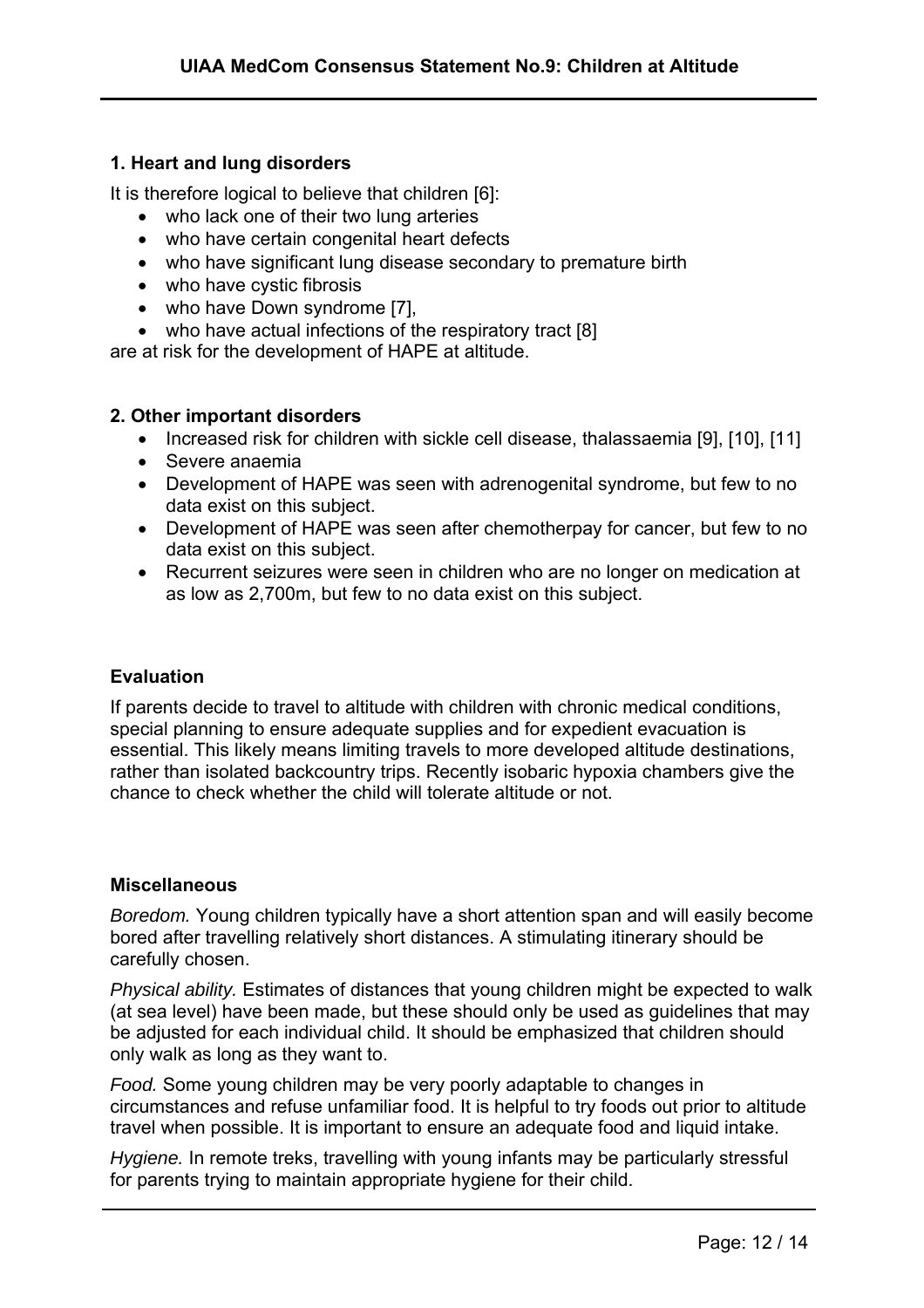### 1. Heart and lung disorders

It is therefore logical to believe that children [6]:

- who lack one of their two lung arteries
- who have certain congenital heart defects
- who have significant lung disease secondary to premature birth
- who have cystic fibrosis
- who have Down syndrome [7],
- who have actual infections of the respiratory tract [8]

are at risk for the development of HAPE at altitude.

### 2. Other important disorders

- Increased risk for children with sickle cell disease, thalassaemia [9], [10], [11]
- Severe anaemia
- Development of HAPE was seen with adrenogenital syndrome, but few to no data exist on this subject.
- Development of HAPE was seen after chemotherpay for cancer, but few to no data exist on this subject.
- Recurrent seizures were seen in children who are no longer on medication at as low as 2,700m, but few to no data exist on this subject.

### Evaluation

If parents decide to travel to altitude with children with chronic medical conditions, special planning to ensure adequate supplies and for expedient evacuation is essential. This likely means limiting travels to more developed altitude destinations, rather than isolated backcountry trips. Recently isobaric hypoxia chambers give the chance to check whether the child will tolerate altitude or not.

### Miscellaneous

*Boredom.* Young children typically have a short attention span and will easily become bored after travelling relatively short distances. A stimulating itinerary should be carefully chosen.

*Physical ability.* Estimates of distances that young children might be expected to walk (at sea level) have been made, but these should only be used as guidelines that may be adjusted for each individual child. It should be emphasized that children should only walk as long as they want to.

*Food.* Some young children may be very poorly adaptable to changes in circumstances and refuse unfamiliar food. It is helpful to try foods out prior to altitude travel when possible. It is important to ensure an adequate food and liquid intake.

*Hygiene.* In remote treks, travelling with young infants may be particularly stressful for parents trying to maintain appropriate hygiene for their child.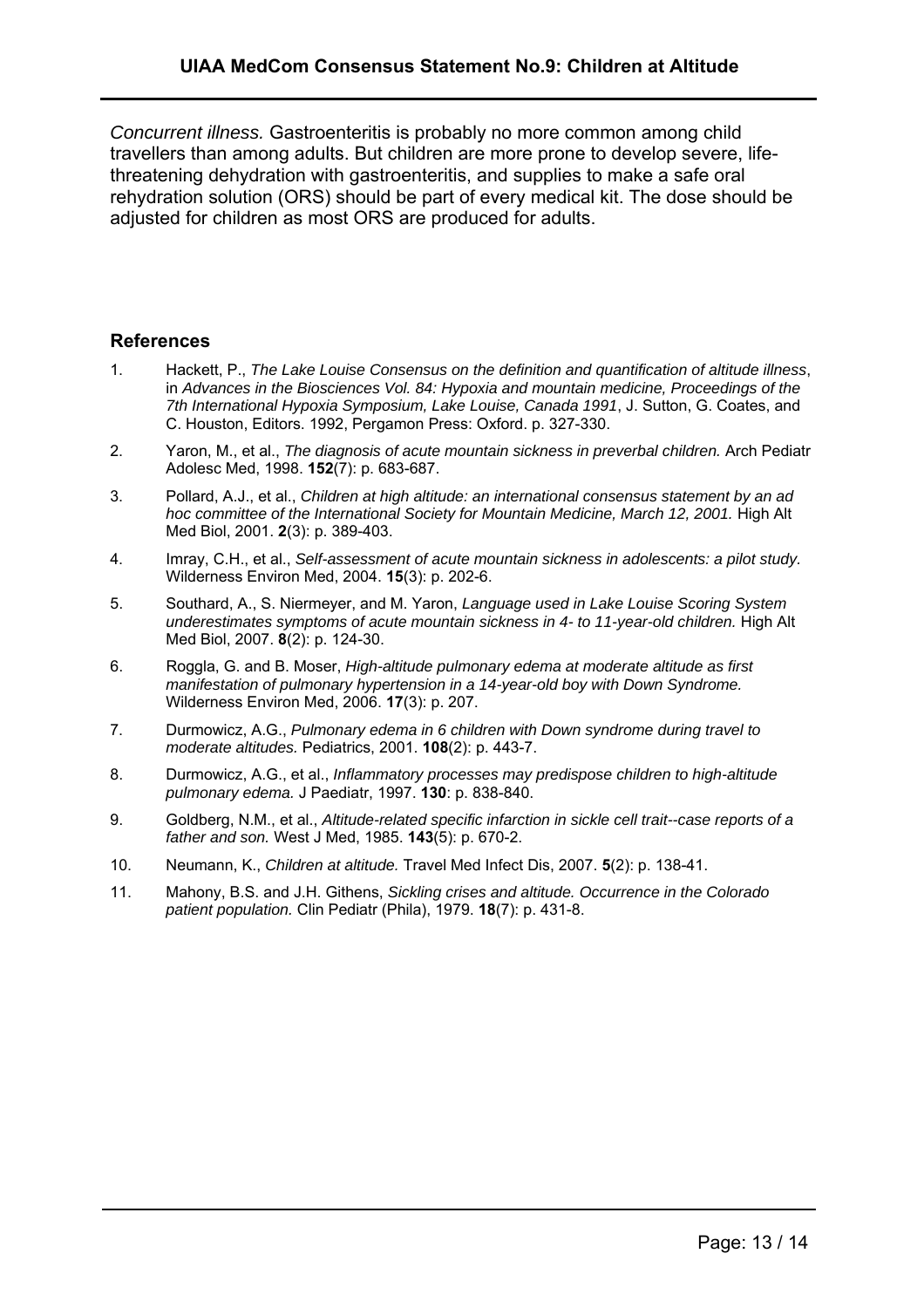*Concurrent illness.* Gastroenteritis is probably no more common among child travellers than among adults. But children are more prone to develop severe, life-threatening dehydration with gastroenteritis, and supplies to make a safe oral rehydration solution (ORS) should be part of every medical kit. The dose should be adjusted for children as most ORS are produced for adults.

## References

1. Hackett, P., *The Lake Louise Consensus on the definition and quantification of altitude illness*, in *Advances in the Biosciences Vol. 84: Hypoxia and mountain medicine, Proceedings of the 7th International Hypoxia Symposium, Lake Louise, Canada 1991*, J. Sutton, G. Coates, and C. Houston, Editors. 1992, Pergamon Press: Oxford. p. 327-330.
2. Yaron, M., et al., *The diagnosis of acute mountain sickness in preverbal children.* Arch Pediatr Adolesc Med, 1998. **152**(7): p. 683-687.
3. Pollard, A.J., et al., *Children at high altitude: an international consensus statement by an ad hoc committee of the International Society for Mountain Medicine, March 12, 2001.* High Alt Med Biol, 2001. **2**(3): p. 389-403.
4. Imray, C.H., et al., *Self-assessment of acute mountain sickness in adolescents: a pilot study.* Wilderness Environ Med, 2004. **15**(3): p. 202-6.
5. Southard, A., S. Niermeyer, and M. Yaron, *Language used in Lake Louise Scoring System underestimates symptoms of acute mountain sickness in 4- to 11-year-old children.* High Alt Med Biol, 2007. **8**(2): p. 124-30.
6. Roggla, G. and B. Moser, *High-altitude pulmonary edema at moderate altitude as first manifestation of pulmonary hypertension in a 14-year-old boy with Down Syndrome.* Wilderness Environ Med, 2006. **17**(3): p. 207.
7. Durmowicz, A.G., *Pulmonary edema in 6 children with Down syndrome during travel to moderate altitudes.* Pediatrics, 2001. **108**(2): p. 443-7.
8. Durmowicz, A.G., et al., *Inflammatory processes may predispose children to high-altitude pulmonary edema.* J Paediatr, 1997. **130**: p. 838-840.
9. Goldberg, N.M., et al., *Altitude-related specific infarction in sickle cell trait--case reports of a father and son.* West J Med, 1985. **143**(5): p. 670-2.
10. Neumann, K., *Children at altitude.* Travel Med Infect Dis, 2007. **5**(2): p. 138-41.
11. Mahony, B.S. and J.H. Githens, *Sickling crises and altitude. Occurrence in the Colorado patient population.* Clin Pediatr (Phila), 1979. **18**(7): p. 431-8.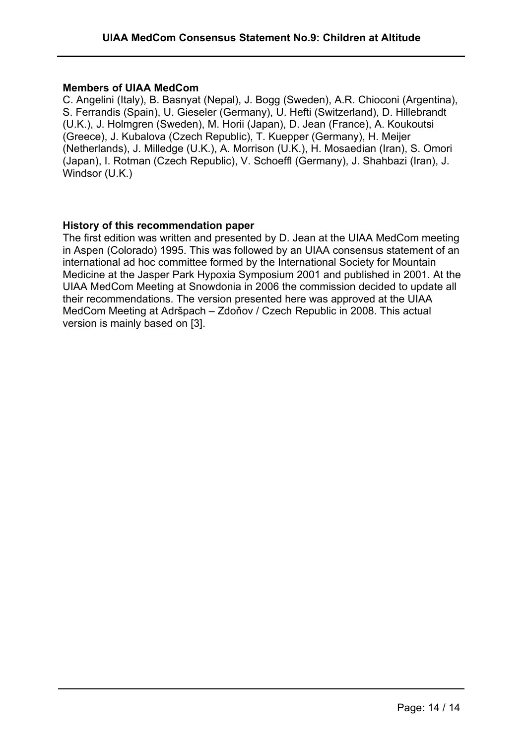**Members of UIAA MedCom**

C. Angelini (Italy), B. Basnyat (Nepal), J. Bogg (Sweden), A.R. Chioconi (Argentina), S. Ferrandis (Spain), U. Gieseler (Germany), U. Hefti (Switzerland), D. Hillebrandt (U.K.), J. Holmgren (Sweden), M. Horii (Japan), D. Jean (France), A. Koukoutsi (Greece), J. Kubalova (Czech Republic), T. Kuepper (Germany), H. Meijer (Netherlands), J. Milledge (U.K.), A. Morrison (U.K.), H. Mosaedian (Iran), S. Omori (Japan), I. Rotman (Czech Republic), V. Schoeffl (Germany), J. Shahbazi (Iran), J. Windsor (U.K.)

**History of this recommendation paper**

The first edition was written and presented by D. Jean at the UIAA MedCom meeting in Aspen (Colorado) 1995. This was followed by an UIAA consensus statement of an international ad hoc committee formed by the International Society for Mountain Medicine at the Jasper Park Hypoxia Symposium 2001 and published in 2001. At the UIAA MedCom Meeting at Snowdonia in 2006 the commission decided to update all their recommendations. The version presented here was approved at the UIAA MedCom Meeting at Adršpach – Zdoňov / Czech Republic in 2008. This actual version is mainly based on [3].